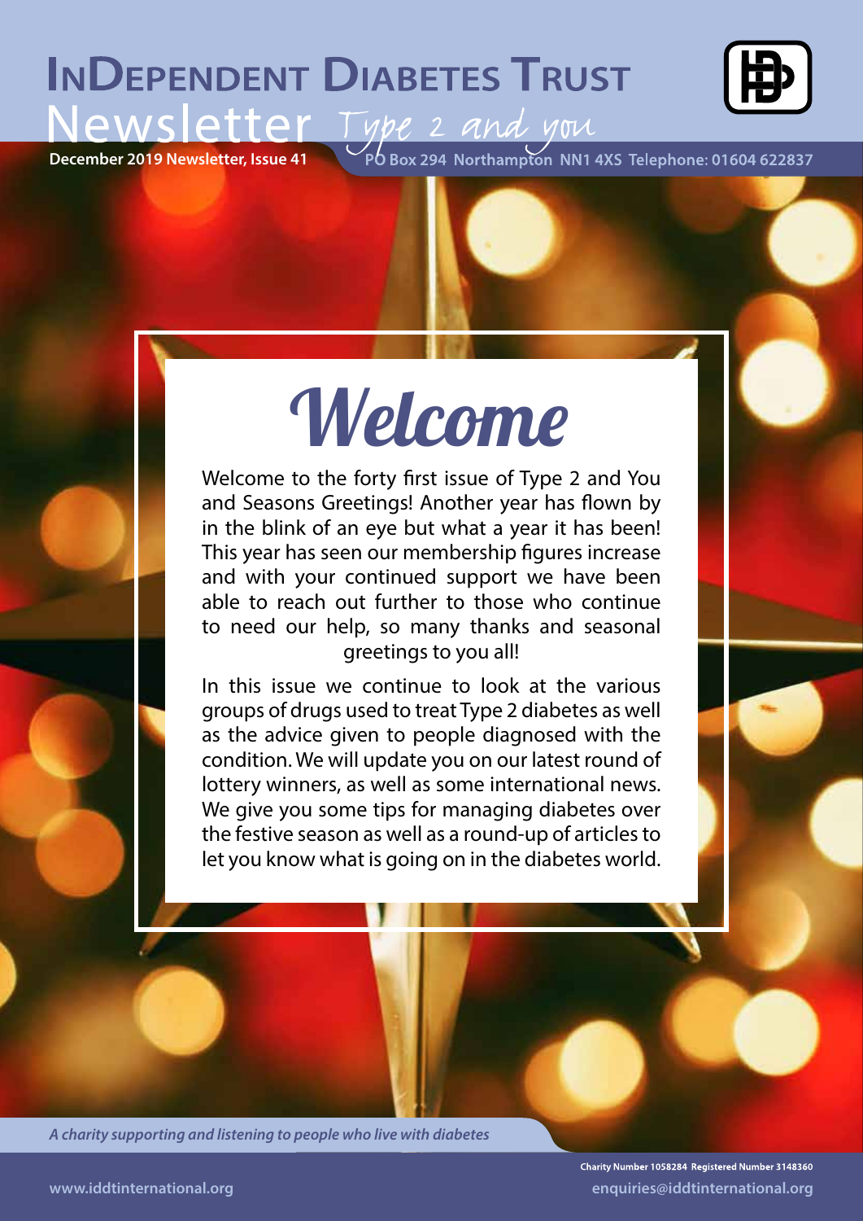# InDependent Diabetes Trust

## Newsletter *Type 2 and you*

**December 2019 Newsletter, Issue 41**

**PO Box 294 Northampton NN1 4XS Telephone: 01604 622837**

# *Welcome*

Welcome to the forty first issue of Type 2 and You and Seasons Greetings! Another year has flown by in the blink of an eye but what a year it has been! This year has seen our membership figures increase and with your continued support we have been able to reach out further to those who continue to need our help, so many thanks and seasonal greetings to you all!

In this issue we continue to look at the various groups of drugs used to treat Type 2 diabetes as well as the advice given to people diagnosed with the condition. We will update you on our latest round of lottery winners, as well as some international news. We give you some tips for managing diabetes over the festive season as well as a round-up of articles to let you know what is going on in the diabetes world.

***A charity supporting and listening to people who live with diabetes***

www.iddtinternational.org

Charity Number 1058284 Registered Number 3148360

enquiries@iddtinternational.org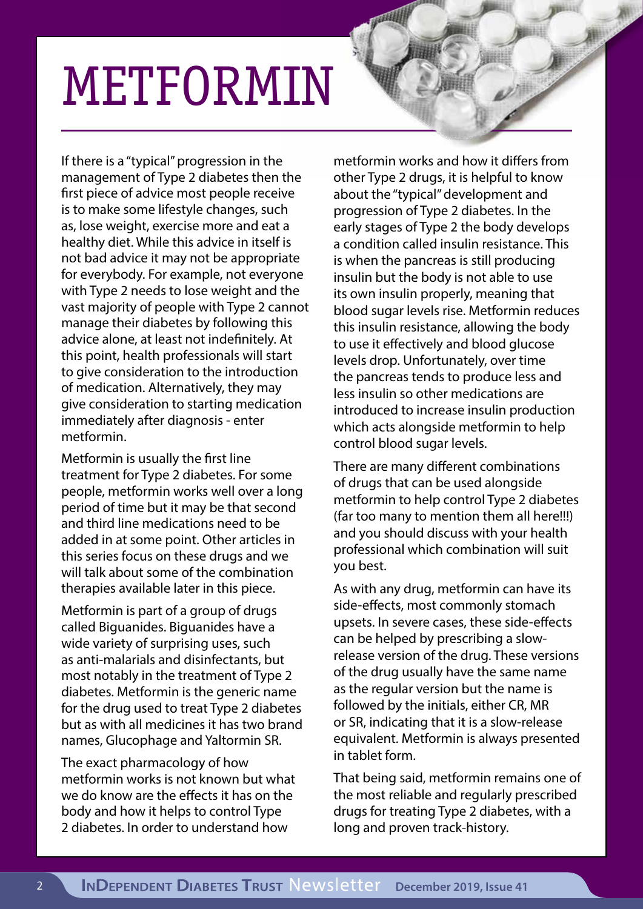# METFORMIN

If there is a "typical" progression in the management of Type 2 diabetes then the first piece of advice most people receive is to make some lifestyle changes, such as, lose weight, exercise more and eat a healthy diet. While this advice in itself is not bad advice it may not be appropriate for everybody. For example, not everyone with Type 2 needs to lose weight and the vast majority of people with Type 2 cannot manage their diabetes by following this advice alone, at least not indefinitely. At this point, health professionals will start to give consideration to the introduction of medication. Alternatively, they may give consideration to starting medication immediately after diagnosis - enter metformin.

Metformin is usually the first line treatment for Type 2 diabetes. For some people, metformin works well over a long period of time but it may be that second and third line medications need to be added in at some point. Other articles in this series focus on these drugs and we will talk about some of the combination therapies available later in this piece.

Metformin is part of a group of drugs called Biguanides. Biguanides have a wide variety of surprising uses, such as anti-malarials and disinfectants, but most notably in the treatment of Type 2 diabetes. Metformin is the generic name for the drug used to treat Type 2 diabetes but as with all medicines it has two brand names, Glucophage and Yaltormin SR.

The exact pharmacology of how metformin works is not known but what we do know are the effects it has on the body and how it helps to control Type 2 diabetes. In order to understand how metformin works and how it differs from other Type 2 drugs, it is helpful to know about the "typical" development and progression of Type 2 diabetes. In the early stages of Type 2 the body develops a condition called insulin resistance. This is when the pancreas is still producing insulin but the body is not able to use its own insulin properly, meaning that blood sugar levels rise. Metformin reduces this insulin resistance, allowing the body to use it effectively and blood glucose levels drop. Unfortunately, over time the pancreas tends to produce less and less insulin so other medications are introduced to increase insulin production which acts alongside metformin to help control blood sugar levels.

There are many different combinations of drugs that can be used alongside metformin to help control Type 2 diabetes (far too many to mention them all here!!!) and you should discuss with your health professional which combination will suit you best.

As with any drug, metformin can have its side-effects, most commonly stomach upsets. In severe cases, these side-effects can be helped by prescribing a slow-release version of the drug. These versions of the drug usually have the same name as the regular version but the name is followed by the initials, either CR, MR or SR, indicating that it is a slow-release equivalent. Metformin is always presented in tablet form.

That being said, metformin remains one of the most reliable and regularly prescribed drugs for treating Type 2 diabetes, with a long and proven track-history.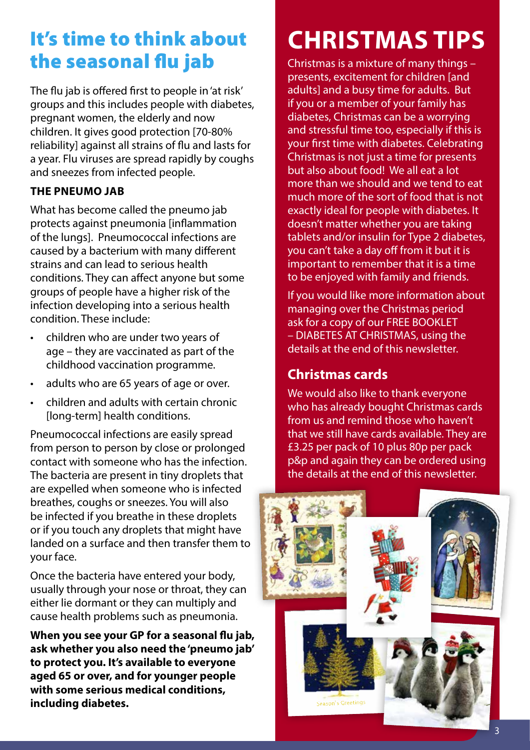## It's time to think about the seasonal flu jab

The flu jab is offered first to people in 'at risk' groups and this includes people with diabetes, pregnant women, the elderly and now children. It gives good protection [70-80% reliability] against all strains of flu and lasts for a year. Flu viruses are spread rapidly by coughs and sneezes from infected people.

### THE PNEUMO JAB

What has become called the pneumo jab protects against pneumonia [inflammation of the lungs]. Pneumococcal infections are caused by a bacterium with many different strains and can lead to serious health conditions. They can affect anyone but some groups of people have a higher risk of the infection developing into a serious health condition. These include:

- children who are under two years of age – they are vaccinated as part of the childhood vaccination programme.
- adults who are 65 years of age or over.
- children and adults with certain chronic [long-term] health conditions.

Pneumococcal infections are easily spread from person to person by close or prolonged contact with someone who has the infection. The bacteria are present in tiny droplets that are expelled when someone who is infected breathes, coughs or sneezes. You will also be infected if you breathe in these droplets or if you touch any droplets that might have landed on a surface and then transfer them to your face.

Once the bacteria have entered your body, usually through your nose or throat, they can either lie dormant or they can multiply and cause health problems such as pneumonia.

**When you see your GP for a seasonal flu jab, ask whether you also need the 'pneumo jab' to protect you. It's available to everyone aged 65 or over, and for younger people with some serious medical conditions, including diabetes.**

## CHRISTMAS TIPS

Christmas is a mixture of many things – presents, excitement for children [and adults] and a busy time for adults. But if you or a member of your family has diabetes, Christmas can be a worrying and stressful time too, especially if this is your first time with diabetes. Celebrating Christmas is not just a time for presents but also about food! We all eat a lot more than we should and we tend to eat much more of the sort of food that is not exactly ideal for people with diabetes. It doesn't matter whether you are taking tablets and/or insulin for Type 2 diabetes, you can't take a day off from it but it is important to remember that it is a time to be enjoyed with family and friends.

If you would like more information about managing over the Christmas period ask for a copy of our FREE BOOKLET – DIABETES AT CHRISTMAS, using the details at the end of this newsletter.

### Christmas cards

We would also like to thank everyone who has already bought Christmas cards from us and remind those who haven't that we still have cards available. They are £3.25 per pack of 10 plus 80p per pack p&p and again they can be ordered using the details at the end of this newsletter.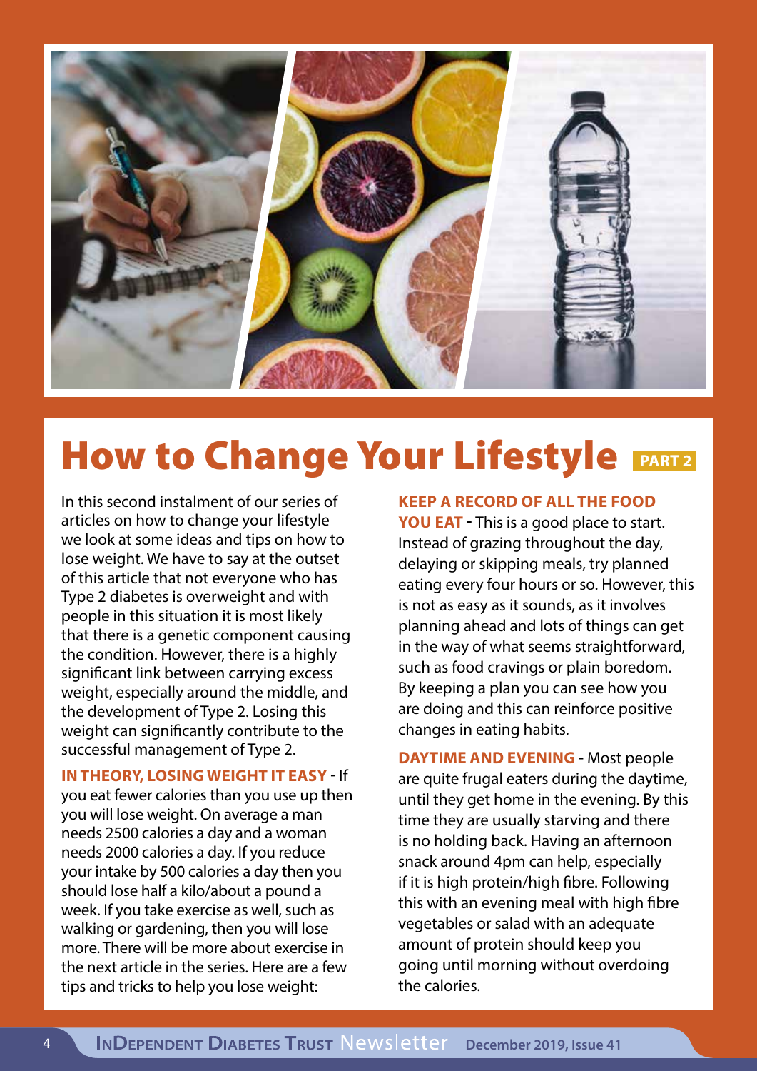# How to Change Your Lifestyle PART 2

In this second instalment of our series of articles on how to change your lifestyle we look at some ideas and tips on how to lose weight. We have to say at the outset of this article that not everyone who has Type 2 diabetes is overweight and with people in this situation it is most likely that there is a genetic component causing the condition. However, there is a highly significant link between carrying excess weight, especially around the middle, and the development of Type 2. Losing this weight can significantly contribute to the successful management of Type 2.

**IN THEORY, LOSING WEIGHT IT EASY -** If you eat fewer calories than you use up then you will lose weight. On average a man needs 2500 calories a day and a woman needs 2000 calories a day. If you reduce your intake by 500 calories a day then you should lose half a kilo/about a pound a week. If you take exercise as well, such as walking or gardening, then you will lose more. There will be more about exercise in the next article in the series. Here are a few tips and tricks to help you lose weight:

**KEEP A RECORD OF ALL THE FOOD YOU EAT -** This is a good place to start. Instead of grazing throughout the day, delaying or skipping meals, try planned eating every four hours or so. However, this is not as easy as it sounds, as it involves planning ahead and lots of things can get in the way of what seems straightforward, such as food cravings or plain boredom. By keeping a plan you can see how you are doing and this can reinforce positive changes in eating habits.

**DAYTIME AND EVENING** - Most people are quite frugal eaters during the daytime, until they get home in the evening. By this time they are usually starving and there is no holding back. Having an afternoon snack around 4pm can help, especially if it is high protein/high fibre. Following this with an evening meal with high fibre vegetables or salad with an adequate amount of protein should keep you going until morning without overdoing the calories.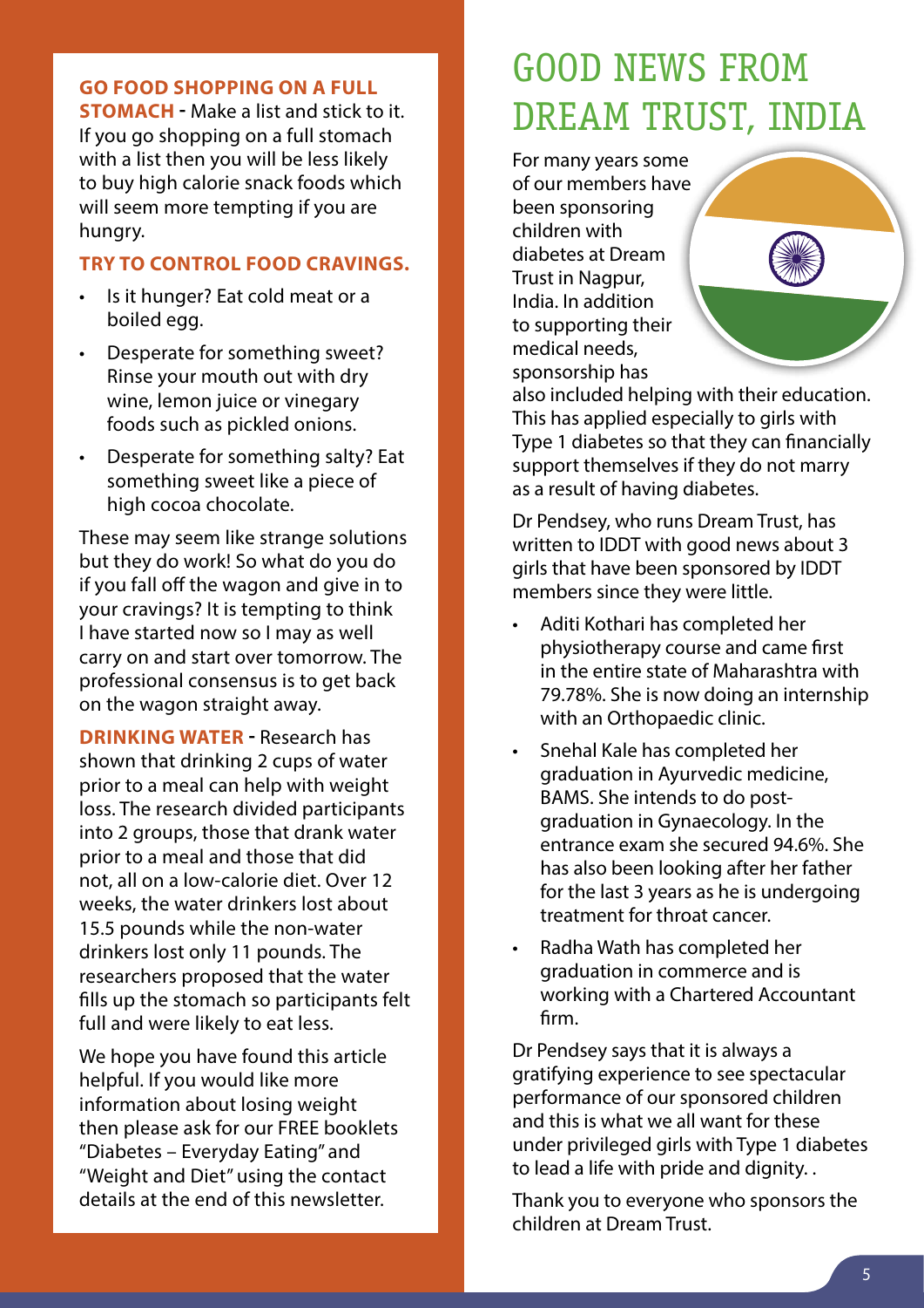**GO FOOD SHOPPING ON A FULL STOMACH** - Make a list and stick to it. If you go shopping on a full stomach with a list then you will be less likely to buy high calorie snack foods which will seem more tempting if you are hungry.

**TRY TO CONTROL FOOD CRAVINGS.**

- Is it hunger? Eat cold meat or a boiled egg.
- Desperate for something sweet? Rinse your mouth out with dry wine, lemon juice or vinegary foods such as pickled onions.
- Desperate for something salty? Eat something sweet like a piece of high cocoa chocolate.

These may seem like strange solutions but they do work! So what do you do if you fall off the wagon and give in to your cravings? It is tempting to think I have started now so I may as well carry on and start over tomorrow. The professional consensus is to get back on the wagon straight away.

**DRINKING WATER** - Research has shown that drinking 2 cups of water prior to a meal can help with weight loss. The research divided participants into 2 groups, those that drank water prior to a meal and those that did not, all on a low-calorie diet. Over 12 weeks, the water drinkers lost about 15.5 pounds while the non-water drinkers lost only 11 pounds. The researchers proposed that the water fills up the stomach so participants felt full and were likely to eat less.

We hope you have found this article helpful. If you would like more information about losing weight then please ask for our FREE booklets "Diabetes – Everyday Eating" and "Weight and Diet" using the contact details at the end of this newsletter.

# GOOD NEWS FROM DREAM TRUST, INDIA

For many years some of our members have been sponsoring children with diabetes at Dream Trust in Nagpur, India. In addition to supporting their medical needs, sponsorship has also included helping with their education. This has applied especially to girls with Type 1 diabetes so that they can financially support themselves if they do not marry as a result of having diabetes.

Dr Pendsey, who runs Dream Trust, has written to IDDT with good news about 3 girls that have been sponsored by IDDT members since they were little.

- Aditi Kothari has completed her physiotherapy course and came first in the entire state of Maharashtra with 79.78%. She is now doing an internship with an Orthopaedic clinic.
- Snehal Kale has completed her graduation in Ayurvedic medicine, BAMS. She intends to do post-graduation in Gynaecology. In the entrance exam she secured 94.6%. She has also been looking after her father for the last 3 years as he is undergoing treatment for throat cancer.
- Radha Wath has completed her graduation in commerce and is working with a Chartered Accountant firm.

Dr Pendsey says that it is always a gratifying experience to see spectacular performance of our sponsored children and this is what we all want for these under privileged girls with Type 1 diabetes to lead a life with pride and dignity. .

Thank you to everyone who sponsors the children at Dream Trust.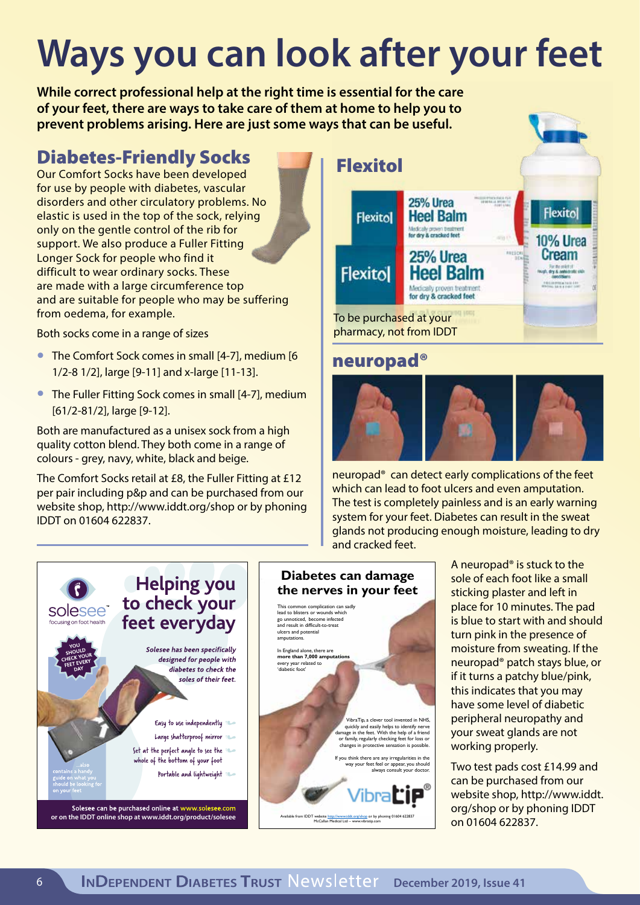# Ways you can look after your feet

**While correct professional help at the right time is essential for the care of your feet, there are ways to take care of them at home to help you to prevent problems arising. Here are just some ways that can be useful.**

## Diabetes-Friendly Socks

Our Comfort Socks have been developed for use by people with diabetes, vascular disorders and other circulatory problems. No elastic is used in the top of the sock, relying only on the gentle control of the rib for support. We also produce a Fuller Fitting Longer Sock for people who find it difficult to wear ordinary socks. These are made with a large circumference top and are suitable for people who may be suffering from oedema, for example.

Both socks come in a range of sizes

- The Comfort Sock comes in small [4-7], medium [6 1/2-8 1/2], large [9-11] and x-large [11-13].
- The Fuller Fitting Sock comes in small [4-7], medium [61/2-81/2], large [9-12].

Both are manufactured as a unisex sock from a high quality cotton blend. They both come in a range of colours - grey, navy, white, black and beige.

The Comfort Socks retail at £8, the Fuller Fitting at £12 per pair including p&p and can be purchased from our website shop, http://www.iddt.org/shop or by phoning IDDT on 01604 622837.

## Flexitol

To be purchased at your pharmacy, not from IDDT

## neuropad®

neuropad® can detect early complications of the feet which can lead to foot ulcers and even amputation. The test is completely painless and is an early warning system for your feet. Diabetes can result in the sweat glands not producing enough moisture, leading to dry and cracked feet.

A neuropad® is stuck to the sole of each foot like a small sticking plaster and left in place for 10 minutes. The pad is blue to start with and should turn pink in the presence of moisture from sweating. If the neuropad® patch stays blue, or if it turns a patchy blue/pink, this indicates that you may have some level of diabetic peripheral neuropathy and your sweat glands are not working properly.

Two test pads cost £14.99 and can be purchased from our website shop, http://www.iddt.org/shop or by phoning IDDT on 01604 622837.

## Helping you to check your feet everyday

solesee™ focusing on foot health

YOU SHOULD CHECK YOUR FEET EVERY DAY

*Solesee has been specifically designed for people with diabetes to check the soles of their feet.*

- Easy to use independently
- Large shatterproof mirror
- Set at the perfect angle to see the whole of the bottom of your foot
- Portable and lightweight

...also contains a handy guide on what you should be looking for on your feet

**Solesee can be purchased online at www.solesee.com or on the IDDT online shop at www.iddt.org/product/solesee**

## Diabetes can damage the nerves in your feet

This common complication can sadly lead to blisters or wounds which go unnoticed, become infected and result in difficult-to-treat ulcers and potential amputations.

In England alone, there are **more than 7,000 amputations** every year related to 'diabetic foot'

VibraTip, a clever tool invented in NHS, quickly and easily helps to identify nerve damage in the feet. With the help of a friend or family, regularly checking feet for loss or changes in protective sensation is possible.

If you think there are any irregularities in the way your feet feel or appear, you should always consult your doctor.

VibraTip®

Available from IDDT website http://www.iddt.org/shop or by phoning 01604 622837
McCallan Medical Ltd – www.vibratip.com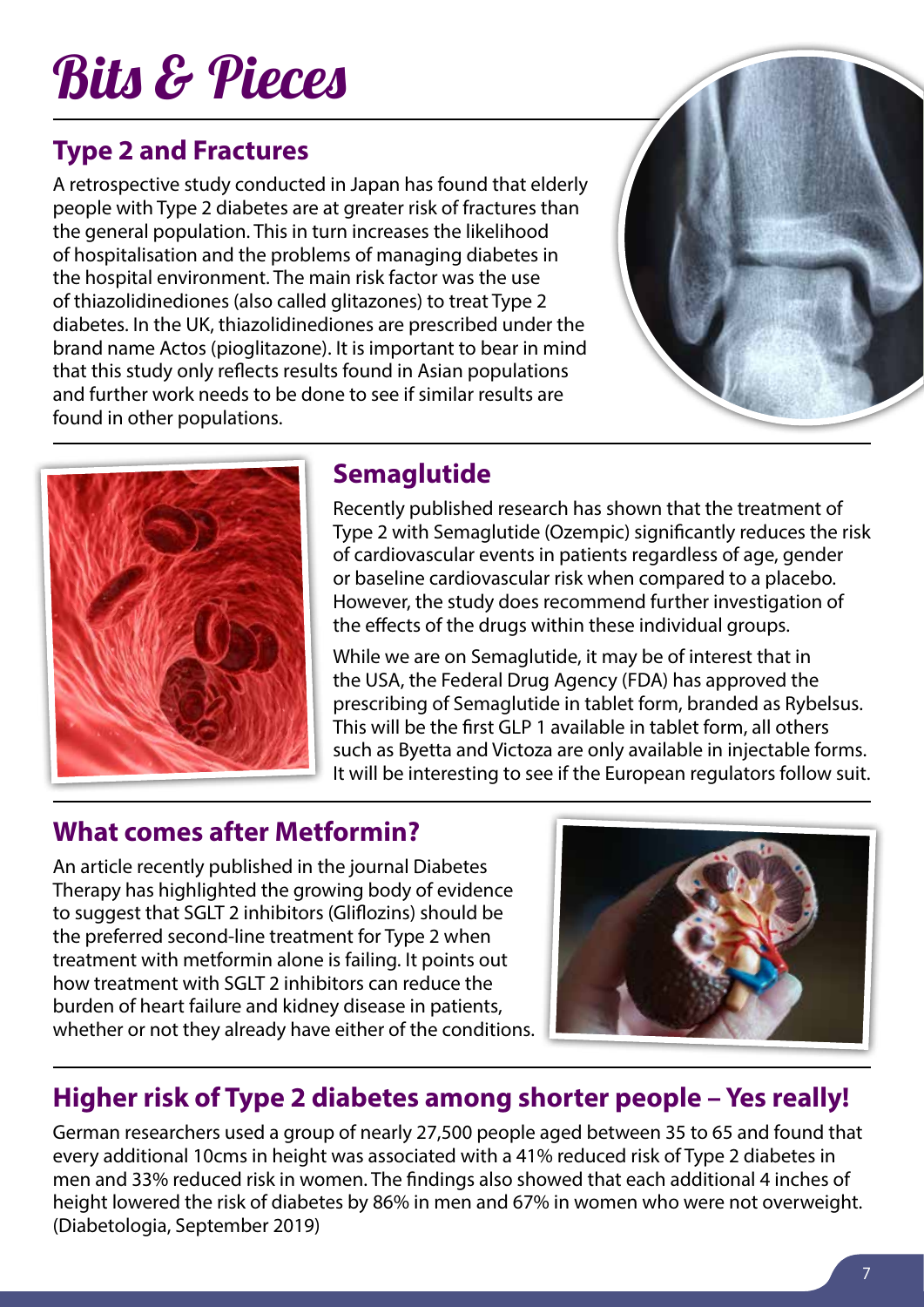# Bits & Pieces

## Type 2 and Fractures

A retrospective study conducted in Japan has found that elderly people with Type 2 diabetes are at greater risk of fractures than the general population. This in turn increases the likelihood of hospitalisation and the problems of managing diabetes in the hospital environment. The main risk factor was the use of thiazolidinediones (also called glitazones) to treat Type 2 diabetes. In the UK, thiazolidinediones are prescribed under the brand name Actos (pioglitazone). It is important to bear in mind that this study only reflects results found in Asian populations and further work needs to be done to see if similar results are found in other populations.

## Semaglutide

Recently published research has shown that the treatment of Type 2 with Semaglutide (Ozempic) significantly reduces the risk of cardiovascular events in patients regardless of age, gender or baseline cardiovascular risk when compared to a placebo. However, the study does recommend further investigation of the effects of the drugs within these individual groups.

While we are on Semaglutide, it may be of interest that in the USA, the Federal Drug Agency (FDA) has approved the prescribing of Semaglutide in tablet form, branded as Rybelsus. This will be the first GLP 1 available in tablet form, all others such as Byetta and Victoza are only available in injectable forms. It will be interesting to see if the European regulators follow suit.

## What comes after Metformin?

An article recently published in the journal Diabetes Therapy has highlighted the growing body of evidence to suggest that SGLT 2 inhibitors (Gliflozins) should be the preferred second-line treatment for Type 2 when treatment with metformin alone is failing. It points out how treatment with SGLT 2 inhibitors can reduce the burden of heart failure and kidney disease in patients, whether or not they already have either of the conditions.

## Higher risk of Type 2 diabetes among shorter people – Yes really!

German researchers used a group of nearly 27,500 people aged between 35 to 65 and found that every additional 10cms in height was associated with a 41% reduced risk of Type 2 diabetes in men and 33% reduced risk in women. The findings also showed that each additional 4 inches of height lowered the risk of diabetes by 86% in men and 67% in women who were not overweight. (Diabetologia, September 2019)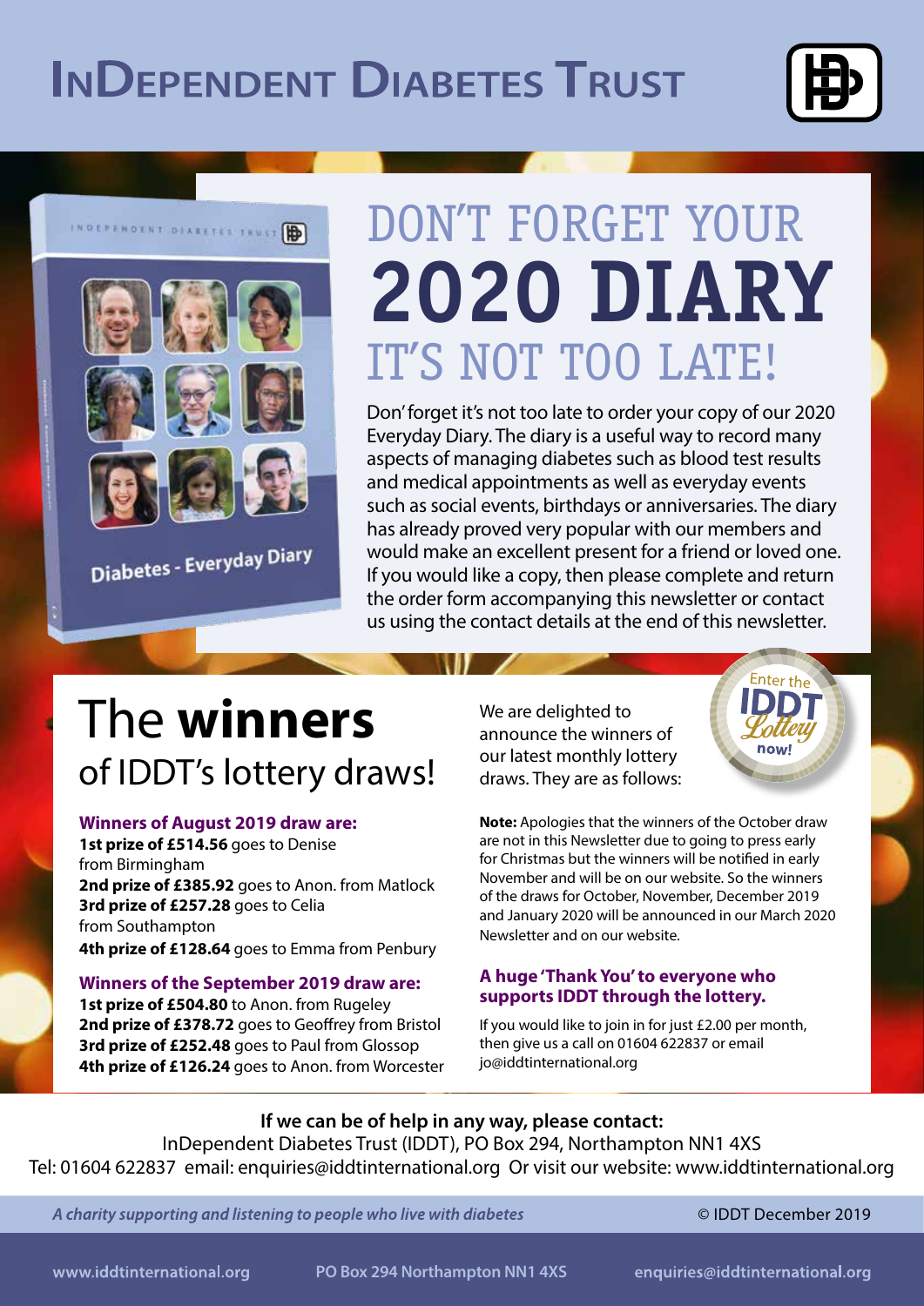# InDependent Diabetes Trust

## DON'T FORGET YOUR 2020 DIARY IT'S NOT TOO LATE!

Don' forget it's not too late to order your copy of our 2020 Everyday Diary. The diary is a useful way to record many aspects of managing diabetes such as blood test results and medical appointments as well as everyday events such as social events, birthdays or anniversaries. The diary has already proved very popular with our members and would make an excellent present for a friend or loved one. If you would like a copy, then please complete and return the order form accompanying this newsletter or contact us using the contact details at the end of this newsletter.

## The **winners** of IDDT's lottery draws!

We are delighted to announce the winners of our latest monthly lottery draws. They are as follows:

Enter the IDDT Lottery now!

**Winners of August 2019 draw are:**

**1st prize of £514.56** goes to Denise from Birmingham
**2nd prize of £385.92** goes to Anon. from Matlock
**3rd prize of £257.28** goes to Celia from Southampton
**4th prize of £128.64** goes to Emma from Penbury

**Winners of the September 2019 draw are:**

**1st prize of £504.80** to Anon. from Rugeley
**2nd prize of £378.72** goes to Geoffrey from Bristol
**3rd prize of £252.48** goes to Paul from Glossop
**4th prize of £126.24** goes to Anon. from Worcester

**Note:** Apologies that the winners of the October draw are not in this Newsletter due to going to press early for Christmas but the winners will be notified in early November and will be on our website. So the winners of the draws for October, November, December 2019 and January 2020 will be announced in our March 2020 Newsletter and on our website.

**A huge 'Thank You' to everyone who supports IDDT through the lottery.**

If you would like to join in for just £2.00 per month, then give us a call on 01604 622837 or email jo@iddtinternational.org

**If we can be of help in any way, please contact:**
InDependent Diabetes Trust (IDDT), PO Box 294, Northampton NN1 4XS
Tel: 01604 622837 email: enquiries@iddtinternational.org Or visit our website: www.iddtinternational.org

*A charity supporting and listening to people who live with diabetes* © IDDT December 2019

www.iddtinternational.org PO Box 294 Northampton NN1 4XS enquiries@iddtinternational.org